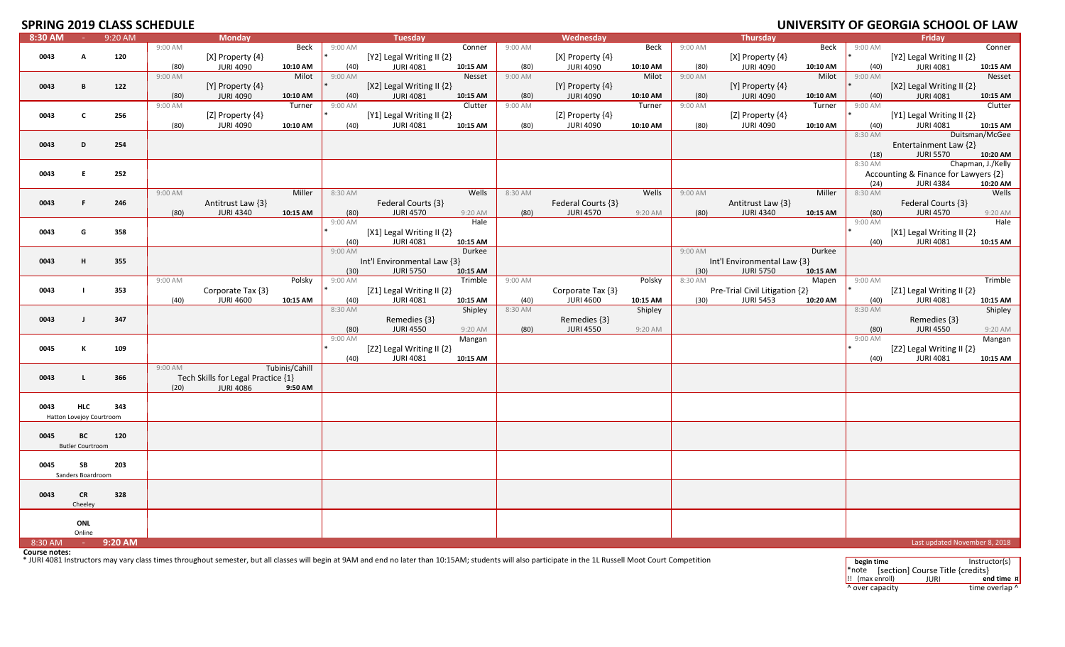# SPRING 2019 CLASS SCHEDULE

# UNIVERSITY OF GEORGIA SCHOOL OF LAW

**8:30 AM - 9:20 AM**

| Bldg | Room ID | Room | Monday | Tuesday | Wednesday | Thursday | Friday |
|---|---|---|---|---|---|---|---|
| 0043 | A | 120 | 9:00 AM Beck [X] Property {4} (80) JURI 4090 10:10 AM | 9:00 AM * Conner [Y2] Legal Writing II {2} (40) JURI 4081 10:15 AM | 9:00 AM Beck [X] Property {4} (80) JURI 4090 10:10 AM | 9:00 AM Beck [X] Property {4} (80) JURI 4090 10:10 AM | 9:00 AM * Conner [Y2] Legal Writing II {2} (40) JURI 4081 10:15 AM |
| 0043 | B | 122 | 9:00 AM Milot [Y] Property {4} (80) JURI 4090 10:10 AM | 9:00 AM * Nesset [X2] Legal Writing II {2} (40) JURI 4081 10:15 AM | 9:00 AM Milot [Y] Property {4} (80) JURI 4090 10:10 AM | 9:00 AM Milot [Y] Property {4} (80) JURI 4090 10:10 AM | 9:00 AM * Nesset [X2] Legal Writing II {2} (40) JURI 4081 10:15 AM |
| 0043 | C | 256 | 9:00 AM Turner [Z] Property {4} (80) JURI 4090 10:10 AM | 9:00 AM * Clutter [Y1] Legal Writing II {2} (40) JURI 4081 10:15 AM | 9:00 AM Turner [Z] Property {4} (80) JURI 4090 10:10 AM | 9:00 AM Turner [Z] Property {4} (80) JURI 4090 10:10 AM | 9:00 AM * Clutter [Y1] Legal Writing II {2} (40) JURI 4081 10:15 AM |
| 0043 | D | 254 | | | | | 8:30 AM Duitsman/McGee Entertainment Law {2} (18) JURI 5570 10:20 AM |
| 0043 | E | 252 | | | | | 8:30 AM Chapman, J./Kelly Accounting & Finance for Lawyers {2} (24) JURI 4384 10:20 AM |
| 0043 | F | 246 | 9:00 AM Miller Antitrust Law {3} (80) JURI 4340 10:15 AM | 8:30 AM Wells Federal Courts {3} (80) JURI 4570 9:20 AM | 8:30 AM Wells Federal Courts {3} (80) JURI 4570 9:20 AM | 9:00 AM Miller Antitrust Law {3} (80) JURI 4340 10:15 AM | 8:30 AM Wells Federal Courts {3} (80) JURI 4570 9:20 AM |
| 0043 | G | 358 | | 9:00 AM * Hale [X1] Legal Writing II {2} (40) JURI 4081 10:15 AM | | | 9:00 AM * Hale [X1] Legal Writing II {2} (40) JURI 4081 10:15 AM |
| 0043 | H | 355 | | 9:00 AM Durkee Int'l Environmental Law {3} (30) JURI 5750 10:15 AM | | 9:00 AM Durkee Int'l Environmental Law {3} (30) JURI 5750 10:15 AM | |
| 0043 | I | 353 | 9:00 AM Polsky Corporate Tax {3} (40) JURI 4600 10:15 AM | 9:00 AM * Trimble [Z1] Legal Writing II {2} (40) JURI 4081 10:15 AM | 9:00 AM Polsky Corporate Tax {3} (40) JURI 4600 10:15 AM | 8:30 AM Mapen Pre-Trial Civil Litigation {2} (30) JURI 5453 10:20 AM | 9:00 AM * Trimble [Z1] Legal Writing II {2} (40) JURI 4081 10:15 AM |
| 0043 | J | 347 | | 8:30 AM Shipley Remedies {3} (80) JURI 4550 9:20 AM | 8:30 AM Shipley Remedies {3} (80) JURI 4550 9:20 AM | | 8:30 AM Shipley Remedies {3} (80) JURI 4550 9:20 AM |
| 0045 | K | 109 | | 9:00 AM * Mangan [Z2] Legal Writing II {2} (40) JURI 4081 10:15 AM | | | 9:00 AM * Mangan [Z2] Legal Writing II {2} (40) JURI 4081 10:15 AM |
| 0043 | L | 366 | 9:00 AM Tubinis/Cahill Tech Skills for Legal Practice {1} (20) JURI 4086 9:50 AM | | | | |
| 0043 | HLC (Hatton Lovejoy Courtroom) | 343 | | | | | |
| 0045 | BC (Butler Courtroom) | 120 | | | | | |
| 0045 | SB (Sanders Boardroom) | 203 | | | | | |
| 0043 | CR (Cheeley) | 328 | | | | | |
| | ONL (Online) | | | | | | |

**8:30 AM - 9:20 AM**

Last updated November 8, 2018

**Course notes:**

* JURI 4081 Instructors may vary class times throughout semester, but all classes will begin at 9AM and end no later than 10:15AM; students will also participate in the 1L Russell Moot Court Competition

| **begin time** | | Instructor(s) |
|---|---|---|
| *note | [section] Course Title {credits} | |
| !! (max enroll) | JURI | **end time ¤** |
| ^ over capacity | | time overlap ^ |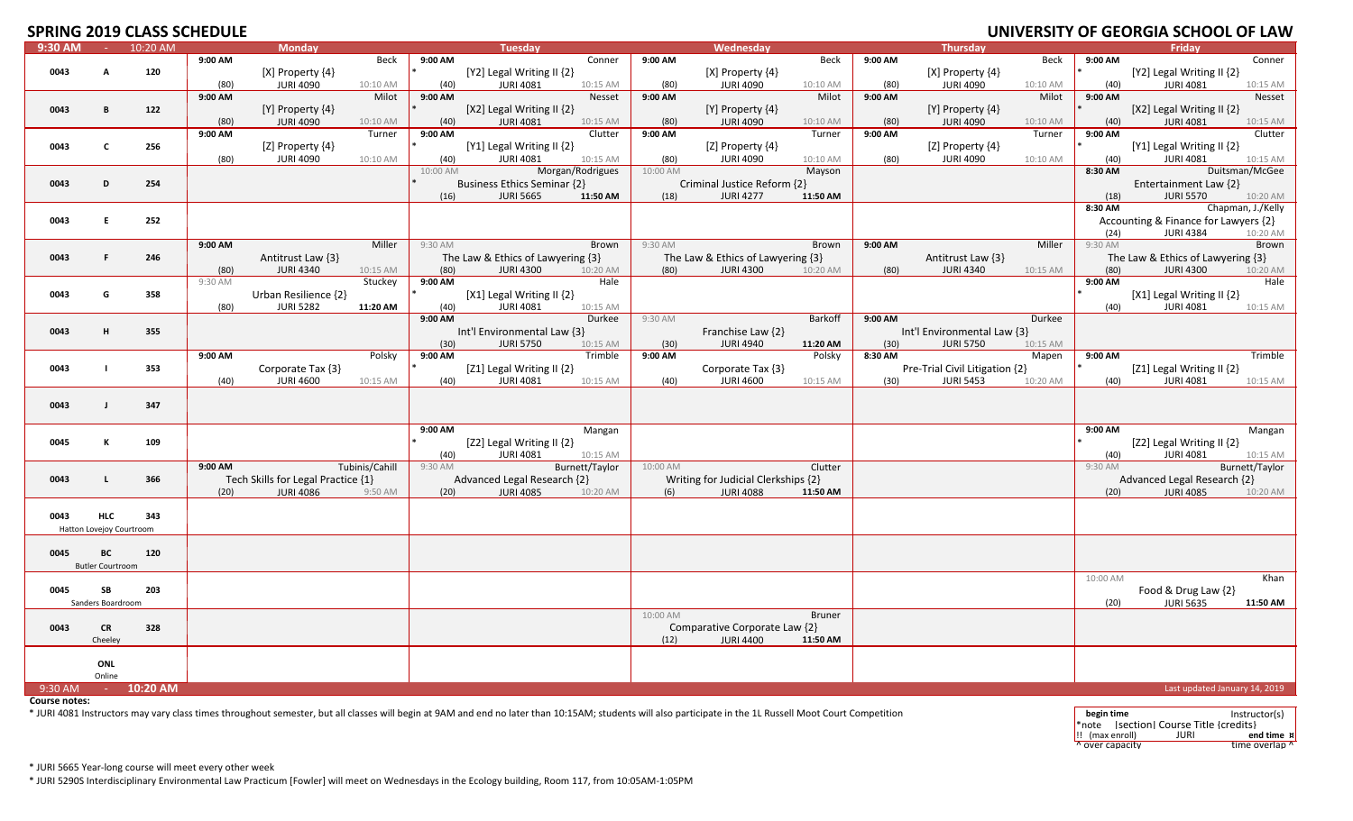# SPRING 2019 CLASS SCHEDULE

# UNIVERSITY OF GEORGIA SCHOOL OF LAW

| 9:30 AM - 10:20 AM | | | Monday | Tuesday | Wednesday | Thursday | Friday |
|---|---|---|---|---|---|---|---|
| 0043 | A | 120 | 9:00 AM Beck<br>[X] Property {4}<br>(80) JURI 4090 10:10 AM | 9:00 AM Conner<br>* [Y2] Legal Writing II {2}<br>(40) JURI 4081 10:15 AM | 9:00 AM Beck<br>[X] Property {4}<br>(80) JURI 4090 10:10 AM | 9:00 AM Beck<br>[X] Property {4}<br>(80) JURI 4090 10:10 AM | 9:00 AM Conner<br>* [Y2] Legal Writing II {2}<br>(40) JURI 4081 10:15 AM |
| 0043 | B | 122 | 9:00 AM Milot<br>[Y] Property {4}<br>(80) JURI 4090 10:10 AM | 9:00 AM Nesset<br>* [X2] Legal Writing II {2}<br>(40) JURI 4081 10:15 AM | 9:00 AM Milot<br>[Y] Property {4}<br>(80) JURI 4090 10:10 AM | 9:00 AM Milot<br>[Y] Property {4}<br>(80) JURI 4090 10:10 AM | 9:00 AM Nesset<br>* [X2] Legal Writing II {2}<br>(40) JURI 4081 10:15 AM |
| 0043 | C | 256 | 9:00 AM Turner<br>[Z] Property {4}<br>(80) JURI 4090 10:10 AM | 9:00 AM Clutter<br>* [Y1] Legal Writing II {2}<br>(40) JURI 4081 10:15 AM | 9:00 AM Turner<br>[Z] Property {4}<br>(80) JURI 4090 10:10 AM | 9:00 AM Turner<br>[Z] Property {4}<br>(80) JURI 4090 10:10 AM | 9:00 AM Clutter<br>* [Y1] Legal Writing II {2}<br>(40) JURI 4081 10:15 AM |
| 0043 | D | 254 | | 10:00 AM Morgan/Rodrigues<br>* Business Ethics Seminar {2}<br>(16) JURI 5665 11:50 AM | 10:00 AM Mayson<br>Criminal Justice Reform {2}<br>(18) JURI 4277 11:50 AM | | 8:30 AM Duitsman/McGee<br>Entertainment Law {2}<br>(18) JURI 5570 10:20 AM |
| 0043 | E | 252 | | | | | 8:30 AM Chapman, J./Kelly<br>Accounting & Finance for Lawyers {2}<br>(24) JURI 4384 10:20 AM |
| 0043 | F | 246 | 9:00 AM Miller<br>Antitrust Law {3}<br>(80) JURI 4340 10:15 AM | 9:30 AM Brown<br>The Law & Ethics of Lawyering {3}<br>(80) JURI 4300 10:20 AM | 9:30 AM Brown<br>The Law & Ethics of Lawyering {3}<br>(80) JURI 4300 10:20 AM | 9:00 AM Miller<br>Antitrust Law {3}<br>(80) JURI 4340 10:15 AM | 9:30 AM Brown<br>The Law & Ethics of Lawyering {3}<br>(80) JURI 4300 10:20 AM |
| 0043 | G | 358 | 9:30 AM Stuckey<br>Urban Resilience {2}<br>(80) JURI 5282 11:20 AM | 9:00 AM Hale<br>* [X1] Legal Writing II {2}<br>(40) JURI 4081 10:15 AM | | | 9:00 AM Hale<br>* [X1] Legal Writing II {2}<br>(40) JURI 4081 10:15 AM |
| 0043 | H | 355 | | 9:00 AM Durkee<br>Int'l Environmental Law {3}<br>(30) JURI 5750 10:15 AM | 9:30 AM Barkoff<br>Franchise Law {2}<br>(30) JURI 4940 11:20 AM | 9:00 AM Durkee<br>Int'l Environmental Law {3}<br>(30) JURI 5750 10:15 AM | |
| 0043 | I | 353 | 9:00 AM Polsky<br>Corporate Tax {3}<br>(40) JURI 4600 10:15 AM | 9:00 AM Trimble<br>* [Z1] Legal Writing II {2}<br>(40) JURI 4081 10:15 AM | 9:00 AM Polsky<br>Corporate Tax {3}<br>(40) JURI 4600 10:15 AM | 8:30 AM Mapen<br>Pre-Trial Civil Litigation {2}<br>(30) JURI 5453 10:20 AM | 9:00 AM Trimble<br>* [Z1] Legal Writing II {2}<br>(40) JURI 4081 10:15 AM |
| 0043 | J | 347 | | | | | |
| 0045 | K | 109 | | 9:00 AM Mangan<br>* [Z2] Legal Writing II {2}<br>(40) JURI 4081 10:15 AM | | | 9:00 AM Mangan<br>* [Z2] Legal Writing II {2}<br>(40) JURI 4081 10:15 AM |
| 0043 | L | 366 | 9:00 AM Tubinis/Cahill<br>Tech Skills for Legal Practice {1}<br>(20) JURI 4086 9:50 AM | 9:30 AM Burnett/Taylor<br>Advanced Legal Research {2}<br>(20) JURI 4085 10:20 AM | 10:00 AM Clutter<br>Writing for Judicial Clerkships {2}<br>(6) JURI 4088 11:50 AM | | 9:30 AM Burnett/Taylor<br>Advanced Legal Research {2}<br>(20) JURI 4085 10:20 AM |
| 0043 | HLC<br>Hatton Lovejoy Courtroom | 343 | | | | | |
| 0045 | BC<br>Butler Courtroom | 120 | | | | | |
| 0045 | SB<br>Sanders Boardroom | 203 | | | | | 10:00 AM Khan<br>Food & Drug Law {2}<br>(20) JURI 5635 11:50 AM |
| 0043 | CR<br>Cheeley | 328 | | | 10:00 AM Bruner<br>Comparative Corporate Law {2}<br>(12) JURI 4400 11:50 AM | | |
| | ONL<br>Online | | | | | | |

9:30 AM - 10:20 AM

Last updated January 14, 2019

**Course notes:**

* JURI 4081 Instructors may vary class times throughout semester, but all classes will begin at 9AM and end no later than 10:15AM; students will also participate in the 1L Russell Moot Court Competition

| **begin time** | Instructor(s) |
|---|---|
| *note \|section\| Course Title {credits} | |
| !! (max enroll) JURI | **end time** ¤ |
| ^ over capacity | time overlap ^ |

* JURI 5665 Year-long course will meet every other week

* JURI 5290S Interdisciplinary Environmental Law Practicum [Fowler] will meet on Wednesdays in the Ecology building, Room 117, from 10:05AM-1:05PM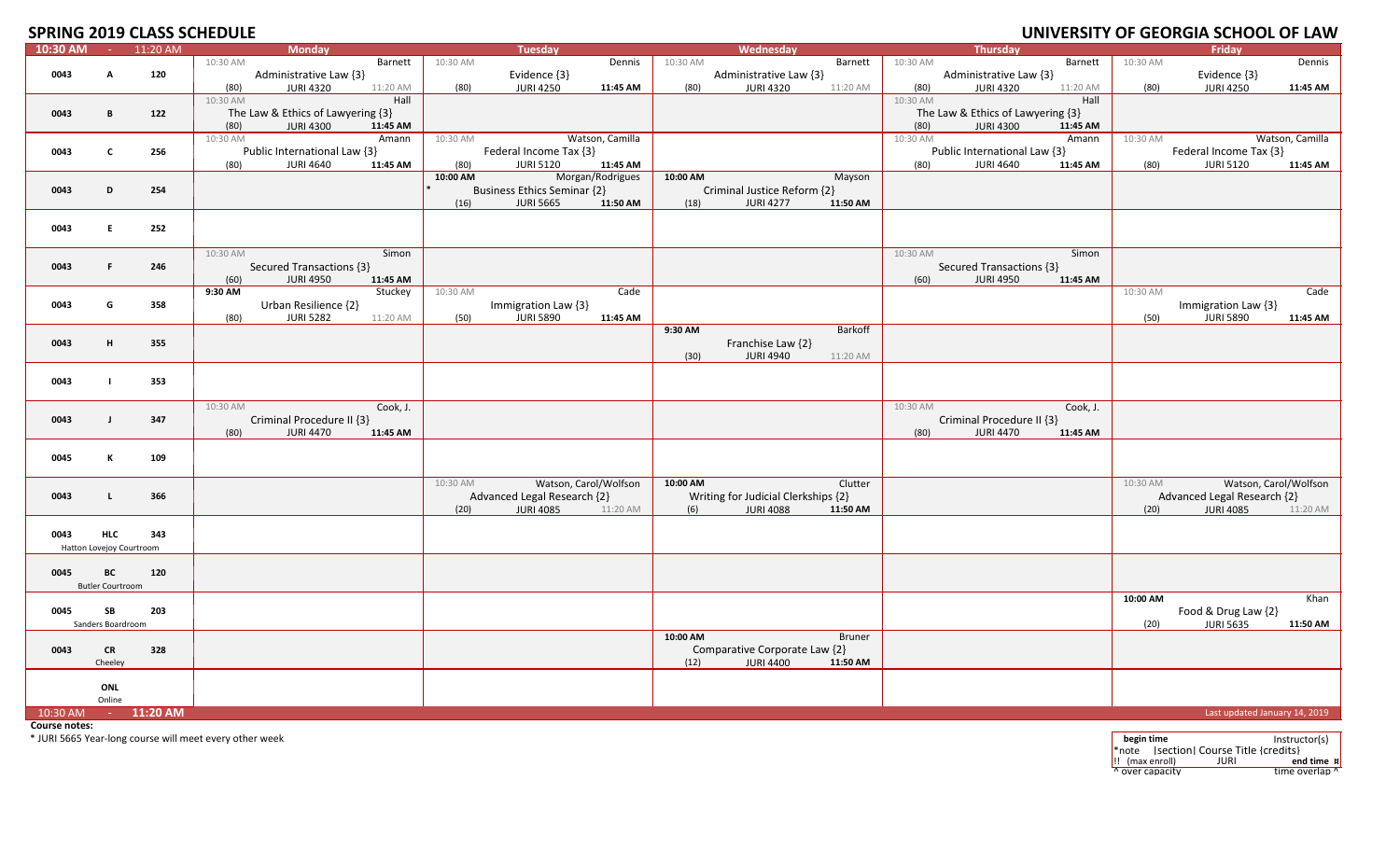# SPRING 2019 CLASS SCHEDULE

## UNIVERSITY OF GEORGIA SCHOOL OF LAW

| 10:30 AM - 11:20 AM | | | Monday | Tuesday | Wednesday | Thursday | Friday |
|---|---|---|---|---|---|---|---|
| 0043 | A | 120 | 10:30 AM Barnett<br>Administrative Law {3}<br>(80) JURI 4320 11:20 AM | 10:30 AM Dennis<br>Evidence {3}<br>(80) JURI 4250 11:45 AM | 10:30 AM Barnett<br>Administrative Law {3}<br>(80) JURI 4320 11:20 AM | 10:30 AM Barnett<br>Administrative Law {3}<br>(80) JURI 4320 11:20 AM | 10:30 AM Dennis<br>Evidence {3}<br>(80) JURI 4250 11:45 AM |
| 0043 | B | 122 | 10:30 AM Hall<br>The Law & Ethics of Lawyering {3}<br>(80) JURI 4300 11:45 AM | | | 10:30 AM Hall<br>The Law & Ethics of Lawyering {3}<br>(80) JURI 4300 11:45 AM | |
| 0043 | C | 256 | 10:30 AM Amann<br>Public International Law {3}<br>(80) JURI 4640 11:45 AM | 10:30 AM Watson, Camilla<br>Federal Income Tax {3}<br>(80) JURI 5120 11:45 AM | | 10:30 AM Amann<br>Public International Law {3}<br>(80) JURI 4640 11:45 AM | 10:30 AM Watson, Camilla<br>Federal Income Tax {3}<br>(80) JURI 5120 11:45 AM |
| 0043 | D | 254 | | 10:00 AM Morgan/Rodrigues<br>* Business Ethics Seminar {2}<br>(16) JURI 5665 11:50 AM | 10:00 AM Mayson<br>Criminal Justice Reform {2}<br>(18) JURI 4277 11:50 AM | | |
| 0043 | E | 252 | | | | | |
| 0043 | F | 246 | 10:30 AM Simon<br>Secured Transactions {3}<br>(60) JURI 4950 11:45 AM | | | 10:30 AM Simon<br>Secured Transactions {3}<br>(60) JURI 4950 11:45 AM | |
| 0043 | G | 358 | 9:30 AM Stuckey<br>Urban Resilience {2}<br>(80) JURI 5282 11:20 AM | 10:30 AM Cade<br>Immigration Law {3}<br>(50) JURI 5890 11:45 AM | | | 10:30 AM Cade<br>Immigration Law {3}<br>(50) JURI 5890 11:45 AM |
| 0043 | H | 355 | | | 9:30 AM Barkoff<br>Franchise Law {2}<br>(30) JURI 4940 11:20 AM | | |
| 0043 | I | 353 | | | | | |
| 0043 | J | 347 | 10:30 AM Cook, J.<br>Criminal Procedure II {3}<br>(80) JURI 4470 11:45 AM | | | 10:30 AM Cook, J.<br>Criminal Procedure II {3}<br>(80) JURI 4470 11:45 AM | |
| 0045 | K | 109 | | | | | |
| 0043 | L | 366 | | 10:30 AM Watson, Carol/Wolfson<br>Advanced Legal Research {2}<br>(20) JURI 4085 11:20 AM | 10:00 AM Clutter<br>Writing for Judicial Clerkships {2}<br>(6) JURI 4088 11:50 AM | | 10:30 AM Watson, Carol/Wolfson<br>Advanced Legal Research {2}<br>(20) JURI 4085 11:20 AM |
| 0043 | HLC<br>Hatton Lovejoy Courtroom | 343 | | | | | |
| 0045 | BC<br>Butler Courtroom | 120 | | | | | |
| 0045 | SB<br>Sanders Boardroom | 203 | | | | | 10:00 AM Khan<br>Food & Drug Law {2}<br>(20) JURI 5635 11:50 AM |
| 0043 | CR<br>Cheeley | 328 | | | 10:00 AM Bruner<br>Comparative Corporate Law {2}<br>(12) JURI 4400 11:50 AM | | |
| | ONL<br>Online | | | | | | |
| 10:30 AM - 11:20 AM | | | | | | | Last updated January 14, 2019 |

**Course notes:**

* JURI 5665 Year-long course will meet every other week

**Legend:**

| begin time | | Instructor(s) |
|---|---|---|
| *note | \|section\| Course Title {credits} | |
| !! (max enroll) | JURI | end time ¤ |
| ^ over capacity | | time overlap ^ |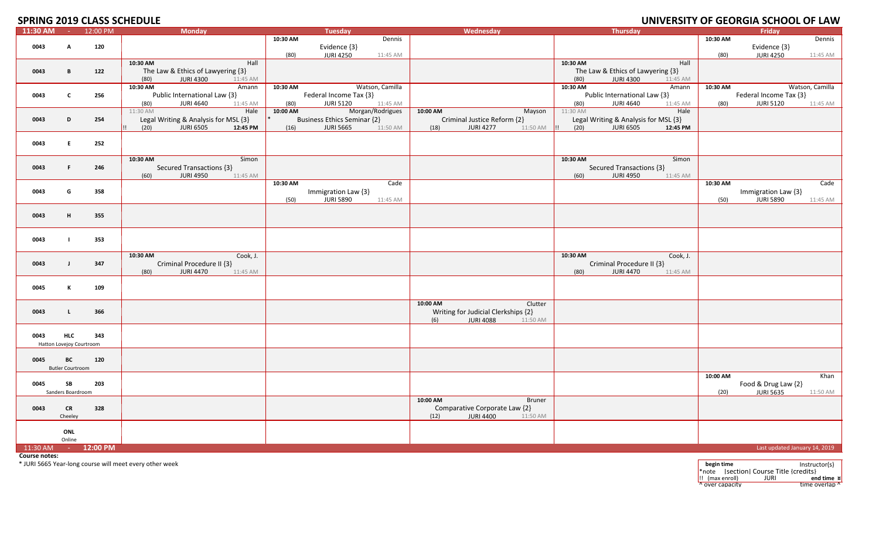# SPRING 2019 CLASS SCHEDULE

# UNIVERSITY OF GEORGIA SCHOOL OF LAW

| 11:30 AM - 12:00 PM | Monday | Tuesday | Wednesday | Thursday | Friday |
|---|---|---|---|---|---|
| 0043 A 120 | | 10:30 AM Dennis<br>Evidence {3}<br>(80) JURI 4250 11:45 AM | | | 10:30 AM Dennis<br>Evidence {3}<br>(80) JURI 4250 11:45 AM |
| 0043 B 122 | 10:30 AM Hall<br>The Law & Ethics of Lawyering {3}<br>(80) JURI 4300 11:45 AM | | | 10:30 AM Hall<br>The Law & Ethics of Lawyering {3}<br>(80) JURI 4300 11:45 AM | |
| 0043 C 256 | 10:30 AM Amann<br>Public International Law {3}<br>(80) JURI 4640 11:45 AM | 10:30 AM Watson, Camilla<br>Federal Income Tax {3}<br>(80) JURI 5120 11:45 AM | | 10:30 AM Amann<br>Public International Law {3}<br>(80) JURI 4640 11:45 AM | 10:30 AM Watson, Camilla<br>Federal Income Tax {3}<br>(80) JURI 5120 11:45 AM |
| 0043 D 254 | 11:30 AM Hale<br>Legal Writing & Analysis for MSL {3}<br>!! (20) JURI 6505 12:45 PM | 10:00 AM Morgan/Rodrigues<br>* Business Ethics Seminar {2}<br>(16) JURI 5665 11:50 AM | 10:00 AM Mayson<br>Criminal Justice Reform {2}<br>(18) JURI 4277 11:50 AM | 11:30 AM Hale<br>Legal Writing & Analysis for MSL {3}<br>!! (20) JURI 6505 12:45 PM | |
| 0043 E 252 | | | | | |
| 0043 F 246 | 10:30 AM Simon<br>Secured Transactions {3}<br>(60) JURI 4950 11:45 AM | | | 10:30 AM Simon<br>Secured Transactions {3}<br>(60) JURI 4950 11:45 AM | |
| 0043 G 358 | | 10:30 AM Cade<br>Immigration Law {3}<br>(50) JURI 5890 11:45 AM | | | 10:30 AM Cade<br>Immigration Law {3}<br>(50) JURI 5890 11:45 AM |
| 0043 H 355 | | | | | |
| 0043 I 353 | | | | | |
| 0043 J 347 | 10:30 AM Cook, J.<br>Criminal Procedure II {3}<br>(80) JURI 4470 11:45 AM | | | 10:30 AM Cook, J.<br>Criminal Procedure II {3}<br>(80) JURI 4470 11:45 AM | |
| 0045 K 109 | | | | | |
| 0043 L 366 | | | 10:00 AM Clutter<br>Writing for Judicial Clerkships {2}<br>(6) JURI 4088 11:50 AM | | |
| 0043 HLC 343<br>Hatton Lovejoy Courtroom | | | | | |
| 0045 BC 120<br>Butler Courtroom | | | | | |
| 0045 SB 203<br>Sanders Boardroom | | | | | 10:00 AM Khan<br>Food & Drug Law {2}<br>(20) JURI 5635 11:50 AM |
| 0043 CR 328<br>Cheeley | | | 10:00 AM Bruner<br>Comparative Corporate Law {2}<br>(12) JURI 4400 11:50 AM | | |
| ONL<br>Online | | | | | |
| 11:30 AM - 12:00 PM | | | | | Last updated January 14, 2019 |

**Course notes:**

* JURI 5665 Year-long course will meet every other week

| begin time | | Instructor(s) |
|---|---|---|
| *note | \|section\| Course Title {credits} | |
| !! (max enroll) | JURI | end time ¤ |
| ^ over capacity | | time overlap ^ |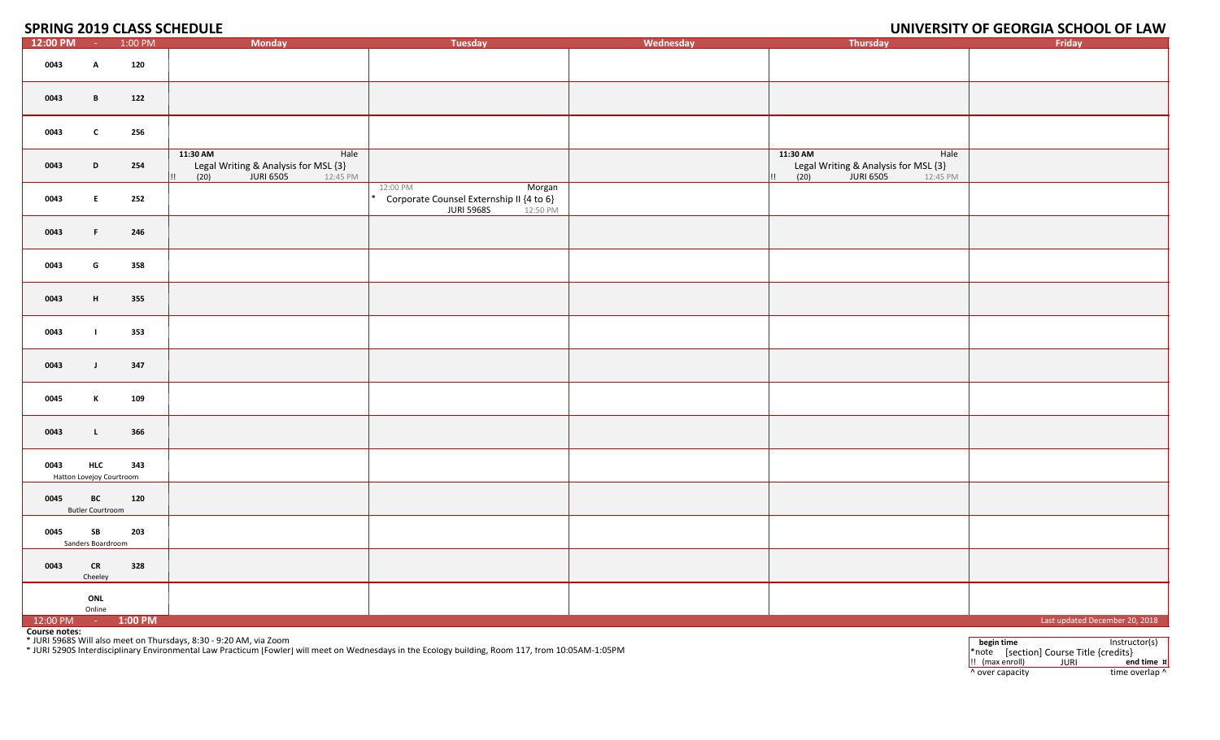# SPRING 2019 CLASS SCHEDULE

# UNIVERSITY OF GEORGIA SCHOOL OF LAW

| 12:00 PM - 1:00 PM | Monday | Tuesday | Wednesday | Thursday | Friday |
|---|---|---|---|---|---|
| 0043 A 120 | | | | | |
| 0043 B 122 | | | | | |
| 0043 C 256 | | | | | |
| 0043 D 254 | **11:30 AM** Hale<br>Legal Writing & Analysis for MSL {3}<br>!! (20) JURI 6505 12:45 PM | | | **11:30 AM** Hale<br>Legal Writing & Analysis for MSL {3}<br>!! (20) JURI 6505 12:45 PM | |
| 0043 E 252 | | 12:00 PM Morgan<br>* Corporate Counsel Externship II {4 to 6}<br>JURI 5968S 12:50 PM | | | |
| 0043 F 246 | | | | | |
| 0043 G 358 | | | | | |
| 0043 H 355 | | | | | |
| 0043 I 353 | | | | | |
| 0043 J 347 | | | | | |
| 0045 K 109 | | | | | |
| 0043 L 366 | | | | | |
| 0043 HLC 343 Hatton Lovejoy Courtroom | | | | | |
| 0045 BC 120 Butler Courtroom | | | | | |
| 0045 SB 203 Sanders Boardroom | | | | | |
| 0043 CR 328 Cheeley | | | | | |
| ONL Online | | | | | |

12:00 PM - **1:00 PM**

Last updated December 20, 2018

**Course notes:**

* JURI 5968S Will also meet on Thursdays, 8:30 - 9:20 AM, via Zoom

* JURI 5290S Interdisciplinary Environmental Law Practicum [Fowler] will meet on Wednesdays in the Ecology building, Room 117, from 10:05AM-1:05PM

| **begin time** | | Instructor(s) |
|---|---|---|
| *note | [section] Course Title {credits} | |
| !! (max enroll) | JURI | **end time** ¤ |
| ^ over capacity | | time overlap ^ |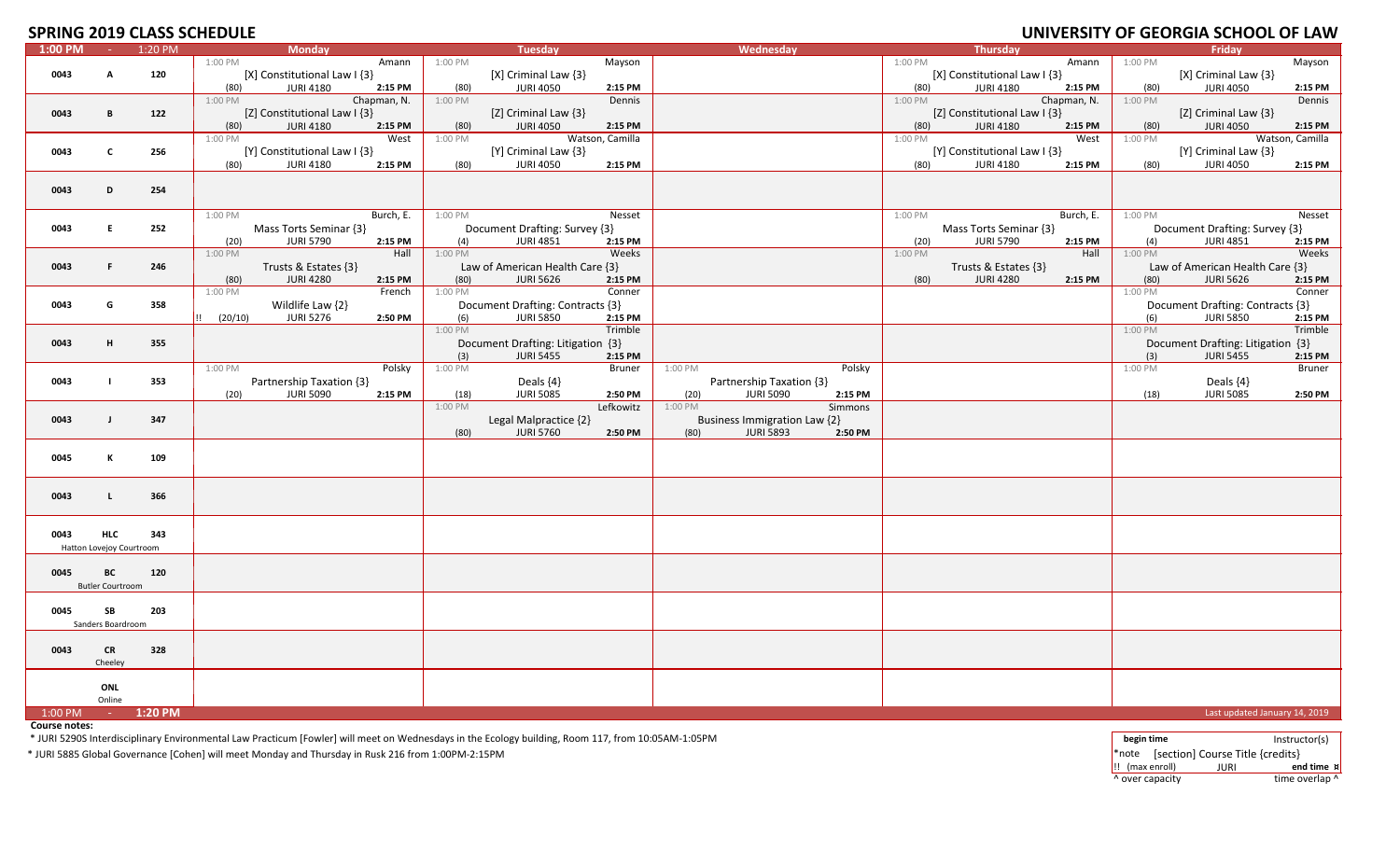# SPRING 2019 CLASS SCHEDULE

# UNIVERSITY OF GEORGIA SCHOOL OF LAW

| 1:00 PM - 1:20 PM | | | Monday | Tuesday | Wednesday | Thursday | Friday |
|---|---|---|---|---|---|---|---|
| 0043 | A | 120 | 1:00 PM Amann [X] Constitutional Law I {3} (80) JURI 4180 2:15 PM | 1:00 PM Mayson [X] Criminal Law {3} (80) JURI 4050 2:15 PM | | 1:00 PM Amann [X] Constitutional Law I {3} (80) JURI 4180 2:15 PM | 1:00 PM Mayson [X] Criminal Law {3} (80) JURI 4050 2:15 PM |
| 0043 | B | 122 | 1:00 PM Chapman, N. [Z] Constitutional Law I {3} (80) JURI 4180 2:15 PM | 1:00 PM Dennis [Z] Criminal Law {3} (80) JURI 4050 2:15 PM | | 1:00 PM Chapman, N. [Z] Constitutional Law I {3} (80) JURI 4180 2:15 PM | 1:00 PM Dennis [Z] Criminal Law {3} (80) JURI 4050 2:15 PM |
| 0043 | C | 256 | 1:00 PM West [Y] Constitutional Law I {3} (80) JURI 4180 2:15 PM | 1:00 PM Watson, Camilla [Y] Criminal Law {3} (80) JURI 4050 2:15 PM | | 1:00 PM West [Y] Constitutional Law I {3} (80) JURI 4180 2:15 PM | 1:00 PM Watson, Camilla [Y] Criminal Law {3} (80) JURI 4050 2:15 PM |
| 0043 | D | 254 | | | | | |
| 0043 | E | 252 | 1:00 PM Burch, E. Mass Torts Seminar {3} (20) JURI 5790 2:15 PM | 1:00 PM Nesset Document Drafting: Survey {3} (4) JURI 4851 2:15 PM | | 1:00 PM Burch, E. Mass Torts Seminar {3} (20) JURI 5790 2:15 PM | 1:00 PM Nesset Document Drafting: Survey {3} (4) JURI 4851 2:15 PM |
| 0043 | F | 246 | 1:00 PM Hall Trusts & Estates {3} (80) JURI 4280 2:15 PM | 1:00 PM Weeks Law of American Health Care {3} (80) JURI 5626 2:15 PM | | 1:00 PM Hall Trusts & Estates {3} (80) JURI 4280 2:15 PM | 1:00 PM Weeks Law of American Health Care {3} (80) JURI 5626 2:15 PM |
| 0043 | G | 358 | 1:00 PM French Wildlife Law {2} !! (20/10) JURI 5276 2:50 PM | 1:00 PM Conner Document Drafting: Contracts {3} (6) JURI 5850 2:15 PM | | | 1:00 PM Conner Document Drafting: Contracts {3} (6) JURI 5850 2:15 PM |
| 0043 | H | 355 | | 1:00 PM Trimble Document Drafting: Litigation {3} (3) JURI 5455 2:15 PM | | | 1:00 PM Trimble Document Drafting: Litigation {3} (3) JURI 5455 2:15 PM |
| 0043 | I | 353 | 1:00 PM Polsky Partnership Taxation {3} (20) JURI 5090 2:15 PM | 1:00 PM Bruner Deals {4} (18) JURI 5085 2:50 PM | 1:00 PM Polsky Partnership Taxation {3} (20) JURI 5090 2:15 PM | | 1:00 PM Bruner Deals {4} (18) JURI 5085 2:50 PM |
| 0043 | J | 347 | | 1:00 PM Lefkowitz Legal Malpractice {2} (80) JURI 5760 2:50 PM | 1:00 PM Simmons Business Immigration Law {2} (80) JURI 5893 2:50 PM | | |
| 0045 | K | 109 | | | | | |
| 0043 | L | 366 | | | | | |
| 0043 | HLC Hatton Lovejoy Courtroom | 343 | | | | | |
| 0045 | BC Butler Courtroom | 120 | | | | | |
| 0045 | SB Sanders Boardroom | 203 | | | | | |
| 0043 | CR Cheeley | 328 | | | | | |
| | ONL Online | | | | | | |
| 1:00 PM - 1:20 PM | | | | | | | Last updated January 14, 2019 |

**Course notes:**

* JURI 5290S Interdisciplinary Environmental Law Practicum [Fowler] will meet on Wednesdays in the Ecology building, Room 117, from 10:05AM-1:05PM

* JURI 5885 Global Governance [Cohen] will meet Monday and Thursday in Rusk 216 from 1:00PM-2:15PM

| begin time | | Instructor(s) |
|---|---|---|
| *note | [section] Course Title {credits} | |
| !! (max enroll) | JURI | end time ¤ |
| ^ over capacity | | time overlap ^ |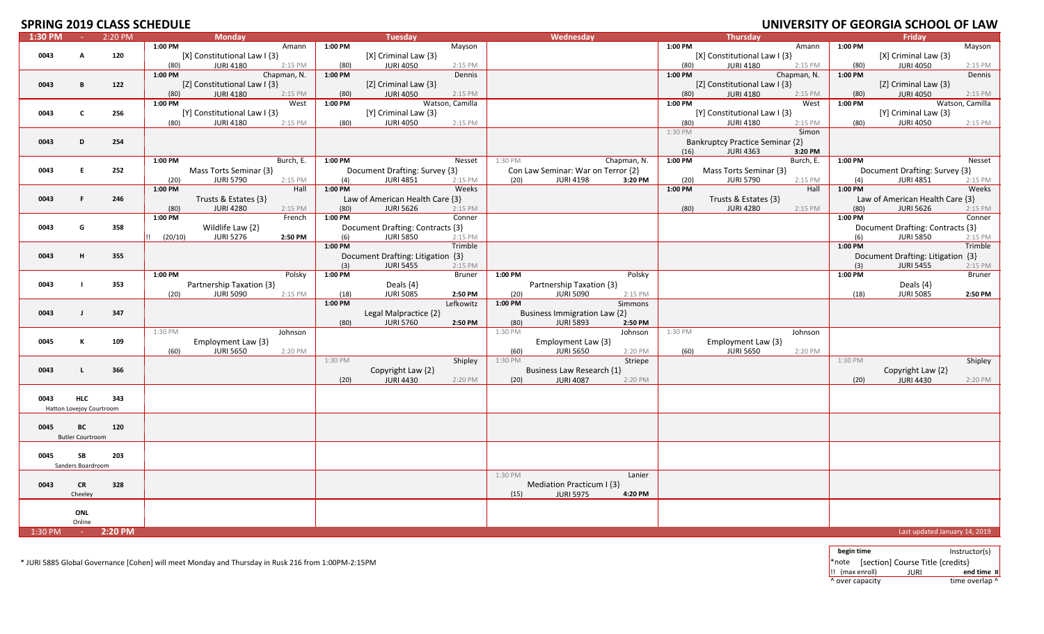# SPRING 2019 CLASS SCHEDULE

# UNIVERSITY OF GEORGIA SCHOOL OF LAW

| 1:30 PM - 2:20 PM | | | Monday | Tuesday | Wednesday | Thursday | Friday |
|---|---|---|---|---|---|---|---|
| 0043 | A | 120 | 1:00 PM Amann [X] Constitutional Law I {3} (80) JURI 4180 2:15 PM | 1:00 PM Mayson [X] Criminal Law {3} (80) JURI 4050 2:15 PM | | 1:00 PM Amann [X] Constitutional Law I {3} (80) JURI 4180 2:15 PM | 1:00 PM Mayson [X] Criminal Law {3} (80) JURI 4050 2:15 PM |
| 0043 | B | 122 | 1:00 PM Chapman, N. [Z] Constitutional Law I {3} (80) JURI 4180 2:15 PM | 1:00 PM Dennis [Z] Criminal Law {3} (80) JURI 4050 2:15 PM | | 1:00 PM Chapman, N. [Z] Constitutional Law I {3} (80) JURI 4180 2:15 PM | 1:00 PM Dennis [Z] Criminal Law {3} (80) JURI 4050 2:15 PM |
| 0043 | C | 256 | 1:00 PM West [Y] Constitutional Law I {3} (80) JURI 4180 2:15 PM | 1:00 PM Watson, Camilla [Y] Criminal Law {3} (80) JURI 4050 2:15 PM | | 1:00 PM West [Y] Constitutional Law I {3} (80) JURI 4180 2:15 PM | 1:00 PM Watson, Camilla [Y] Criminal Law {3} (80) JURI 4050 2:15 PM |
| 0043 | D | 254 | | | | 1:30 PM Simon Bankruptcy Practice Seminar {2} (16) JURI 4363 3:20 PM | |
| 0043 | E | 252 | 1:00 PM Burch, E. Mass Torts Seminar {3} (20) JURI 5790 2:15 PM | 1:00 PM Nesset Document Drafting: Survey {3} (4) JURI 4851 2:15 PM | 1:30 PM Chapman, N. Con Law Seminar: War on Terror {2} (20) JURI 4198 3:20 PM | 1:00 PM Burch, E. Mass Torts Seminar {3} (20) JURI 5790 2:15 PM | 1:00 PM Nesset Document Drafting: Survey {3} (4) JURI 4851 2:15 PM |
| 0043 | F | 246 | 1:00 PM Hall Trusts & Estates {3} (80) JURI 4280 2:15 PM | 1:00 PM Weeks Law of American Health Care {3} (80) JURI 5626 2:15 PM | | 1:00 PM Hall Trusts & Estates {3} (80) JURI 4280 2:15 PM | 1:00 PM Weeks Law of American Health Care {3} (80) JURI 5626 2:15 PM |
| 0043 | G | 358 | 1:00 PM French Wildlife Law {2} !! (20/10) JURI 5276 2:50 PM | 1:00 PM Conner Document Drafting: Contracts {3} (6) JURI 5850 2:15 PM | | | 1:00 PM Conner Document Drafting: Contracts {3} (6) JURI 5850 2:15 PM |
| 0043 | H | 355 | | 1:00 PM Trimble Document Drafting: Litigation {3} (3) JURI 5455 2:15 PM | | | 1:00 PM Trimble Document Drafting: Litigation {3} (3) JURI 5455 2:15 PM |
| 0043 | I | 353 | 1:00 PM Polsky Partnership Taxation {3} (20) JURI 5090 2:15 PM | 1:00 PM Bruner Deals {4} (18) JURI 5085 2:50 PM | 1:00 PM Polsky Partnership Taxation {3} (20) JURI 5090 2:15 PM | | 1:00 PM Bruner Deals {4} (18) JURI 5085 2:50 PM |
| 0043 | J | 347 | | 1:00 PM Lefkowitz Legal Malpractice {2} (80) JURI 5760 2:50 PM | 1:00 PM Simmons Business Immigration Law {2} (80) JURI 5893 2:50 PM | | |
| 0045 | K | 109 | 1:30 PM Johnson Employment Law {3} (60) JURI 5650 2:20 PM | | 1:30 PM Johnson Employment Law {3} (60) JURI 5650 2:20 PM | 1:30 PM Johnson Employment Law {3} (60) JURI 5650 2:20 PM | |
| 0043 | L | 366 | | 1:30 PM Shipley Copyright Law {2} (20) JURI 4430 2:20 PM | 1:30 PM Striepe Business Law Research {1} (20) JURI 4087 2:20 PM | | 1:30 PM Shipley Copyright Law {2} (20) JURI 4430 2:20 PM |
| 0043 | HLC Hatton Lovejoy Courtroom | 343 | | | | | |
| 0045 | BC Butler Courtroom | 120 | | | | | |
| 0045 | SB Sanders Boardroom | 203 | | | | | |
| 0043 | CR Cheeley | 328 | | | 1:30 PM Lanier Mediation Practicum I {3} (15) JURI 5975 4:20 PM | | |
| | ONL Online | | | | | | |
| 1:30 PM - 2:20 PM | | | | | | | Last updated January 14, 2019 |

* JURI 5885 Global Governance [Cohen] will meet Monday and Thursday in Rusk 216 from 1:00PM-2:15PM

| begin time | | Instructor(s) |
|---|---|---|
| *note | [section] Course Title {credits} | |
| !! (max enroll) | JURI | end time ¤ |
| ^ over capacity | | time overlap ^ |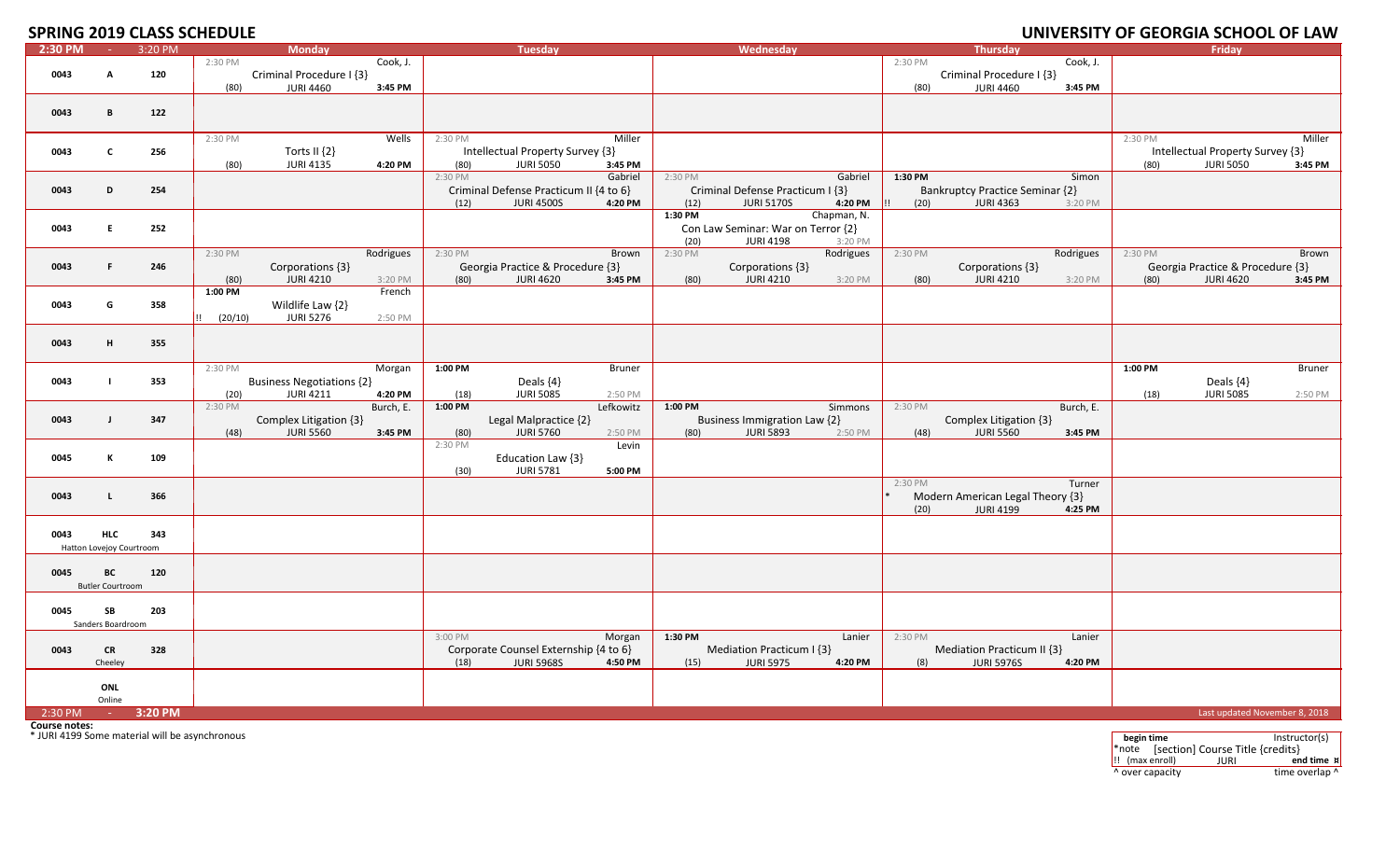# SPRING 2019 CLASS SCHEDULE

## UNIVERSITY OF GEORGIA SCHOOL OF LAW

| 2:30 PM - 3:20 PM | | | Monday | Tuesday | Wednesday | Thursday | Friday |
|---|---|---|---|---|---|---|---|
| 0043 | A | 120 | 2:30 PM Cook, J. Criminal Procedure I {3} (80) JURI 4460 3:45 PM | | | 2:30 PM Cook, J. Criminal Procedure I {3} (80) JURI 4460 3:45 PM | |
| 0043 | B | 122 | | | | | |
| 0043 | C | 256 | 2:30 PM Wells Torts II {2} (80) JURI 4135 4:20 PM | 2:30 PM Miller Intellectual Property Survey {3} (80) JURI 5050 3:45 PM | | | 2:30 PM Miller Intellectual Property Survey {3} (80) JURI 5050 3:45 PM |
| 0043 | D | 254 | | 2:30 PM Gabriel Criminal Defense Practicum II {4 to 6} (12) JURI 4500S 4:20 PM | 2:30 PM Gabriel Criminal Defense Practicum I {3} (12) JURI 5170S 4:20 PM | 1:30 PM Simon Bankruptcy Practice Seminar {2} !! (20) JURI 4363 3:20 PM | |
| 0043 | E | 252 | | | 1:30 PM Chapman, N. Con Law Seminar: War on Terror {2} (20) JURI 4198 3:20 PM | | |
| 0043 | F | 246 | 2:30 PM Rodrigues Corporations {3} (80) JURI 4210 3:20 PM | 2:30 PM Brown Georgia Practice & Procedure {3} (80) JURI 4620 3:45 PM | 2:30 PM Rodrigues Corporations {3} (80) JURI 4210 3:20 PM | 2:30 PM Rodrigues Corporations {3} (80) JURI 4210 3:20 PM | 2:30 PM Brown Georgia Practice & Procedure {3} (80) JURI 4620 3:45 PM |
| 0043 | G | 358 | 1:00 PM French Wildlife Law {2} !! (20/10) JURI 5276 2:50 PM | | | | |
| 0043 | H | 355 | | | | | |
| 0043 | I | 353 | 2:30 PM Morgan Business Negotiations {2} (20) JURI 4211 4:20 PM | 1:00 PM Bruner Deals {4} (18) JURI 5085 2:50 PM | | | 1:00 PM Bruner Deals {4} (18) JURI 5085 2:50 PM |
| 0043 | J | 347 | 2:30 PM Burch, E. Complex Litigation {3} (48) JURI 5560 3:45 PM | 1:00 PM Lefkowitz Legal Malpractice {2} (80) JURI 5760 2:50 PM | 1:00 PM Simmons Business Immigration Law {2} (80) JURI 5893 2:50 PM | 2:30 PM Burch, E. Complex Litigation {3} (48) JURI 5560 3:45 PM | |
| 0045 | K | 109 | | 2:30 PM Levin Education Law {3} (30) JURI 5781 5:00 PM | | | |
| 0043 | L | 366 | | | | 2:30 PM Turner * Modern American Legal Theory {3} (20) JURI 4199 4:25 PM | |
| 0043 | HLC Hatton Lovejoy Courtroom | 343 | | | | | |
| 0045 | BC Butler Courtroom | 120 | | | | | |
| 0045 | SB Sanders Boardroom | 203 | | | | | |
| 0043 | CR Cheeley | 328 | | 3:00 PM Morgan Corporate Counsel Externship {4 to 6} (18) JURI 5968S 4:50 PM | 1:30 PM Lanier Mediation Practicum I {3} (15) JURI 5975 4:20 PM | 2:30 PM Lanier Mediation Practicum II {3} (8) JURI 5976S 4:20 PM | |
| | ONL Online | | | | | | |

2:30 PM - 3:20 PM

Last updated November 8, 2018

**Course notes:**
* JURI 4199 Some material will be asynchronous

| **begin time** | | Instructor(s) |
|---|---|---|
| *note | [section] Course Title {credits} | |
| !! (max enroll) | JURI | **end time** ¤ |
| ^ over capacity | | time overlap ^ |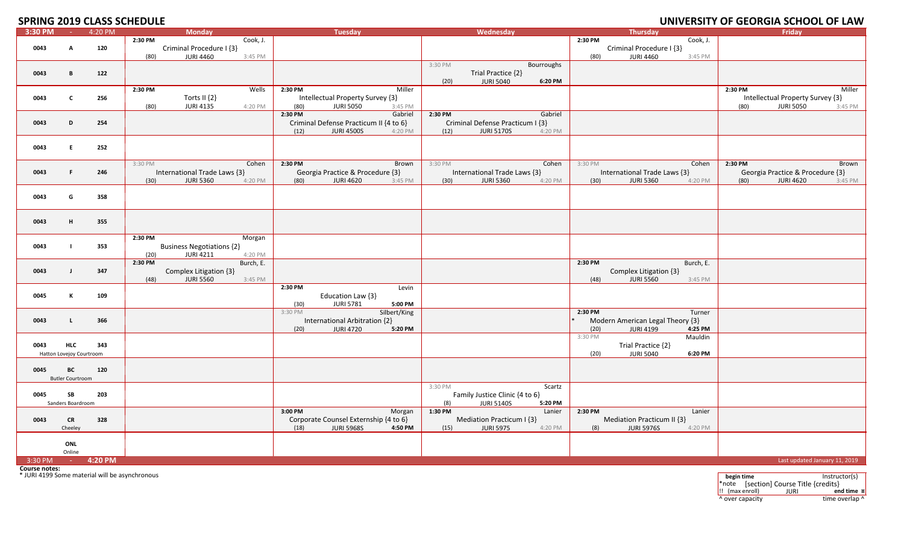## SPRING 2019 CLASS SCHEDULE

## UNIVERSITY OF GEORGIA SCHOOL OF LAW

| 3:30 PM - 4:20 PM | Monday | Tuesday | Wednesday | Thursday | Friday |
|---|---|---|---|---|---|
| 0043 A 120 | 2:30 PM Cook, J. Criminal Procedure I {3} (80) JURI 4460 3:45 PM | | | 2:30 PM Cook, J. Criminal Procedure I {3} (80) JURI 4460 3:45 PM | |
| 0043 B 122 | | | 3:30 PM Bourroughs Trial Practice {2} (20) JURI 5040 6:20 PM | | |
| 0043 C 256 | 2:30 PM Wells Torts II {2} (80) JURI 4135 4:20 PM | 2:30 PM Miller Intellectual Property Survey {3} (80) JURI 5050 3:45 PM | | | 2:30 PM Miller Intellectual Property Survey {3} (80) JURI 5050 3:45 PM |
| 0043 D 254 | | 2:30 PM Gabriel Criminal Defense Practicum II {4 to 6} (12) JURI 4500S 4:20 PM | 2:30 PM Gabriel Criminal Defense Practicum I {3} (12) JURI 5170S 4:20 PM | | |
| 0043 E 252 | | | | | |
| 0043 F 246 | 3:30 PM Cohen International Trade Laws {3} (30) JURI 5360 4:20 PM | 2:30 PM Brown Georgia Practice & Procedure {3} (80) JURI 4620 3:45 PM | 3:30 PM Cohen International Trade Laws {3} (30) JURI 5360 4:20 PM | 3:30 PM Cohen International Trade Laws {3} (30) JURI 5360 4:20 PM | 2:30 PM Brown Georgia Practice & Procedure {3} (80) JURI 4620 3:45 PM |
| 0043 G 358 | | | | | |
| 0043 H 355 | | | | | |
| 0043 I 353 | 2:30 PM Morgan Business Negotiations {2} (20) JURI 4211 4:20 PM | | | | |
| 0043 J 347 | 2:30 PM Burch, E. Complex Litigation {3} (48) JURI 5560 3:45 PM | | | 2:30 PM Burch, E. Complex Litigation {3} (48) JURI 5560 3:45 PM | |
| 0045 K 109 | | 2:30 PM Levin Education Law {3} (30) JURI 5781 5:00 PM | | | |
| 0043 L 366 | | 3:30 PM Silbert/King International Arbitration {2} (20) JURI 4720 5:20 PM | | 2:30 PM Turner * Modern American Legal Theory {3} (20) JURI 4199 4:25 PM | |
| 0043 HLC 343 Hatton Lovejoy Courtroom | | | | 3:30 PM Mauldin Trial Practice {2} (20) JURI 5040 6:20 PM | |
| 0045 BC 120 Butler Courtroom | | | | | |
| 0045 SB 203 Sanders Boardroom | | | 3:30 PM Scartz Family Justice Clinic {4 to 6} (8) JURI 5140S 5:20 PM | | |
| 0043 CR 328 Cheeley | | 3:00 PM Morgan Corporate Counsel Externship {4 to 6} (18) JURI 5968S 4:50 PM | 1:30 PM Lanier Mediation Practicum I {3} (15) JURI 5975 4:20 PM | 2:30 PM Lanier Mediation Practicum II {3} (8) JURI 5976S 4:20 PM | |
| ONL Online | | | | | |

3:30 PM - 4:20 PM

Last updated January 11, 2019

**Course notes:**
* JURI 4199 Some material will be asynchronous

| **begin time** | | Instructor(s) |
|---|---|---|
| *note | [section] Course Title {credits} | |
| !! (max enroll) | JURI | **end time** ¤ |
| ^ over capacity | | time overlap ^ |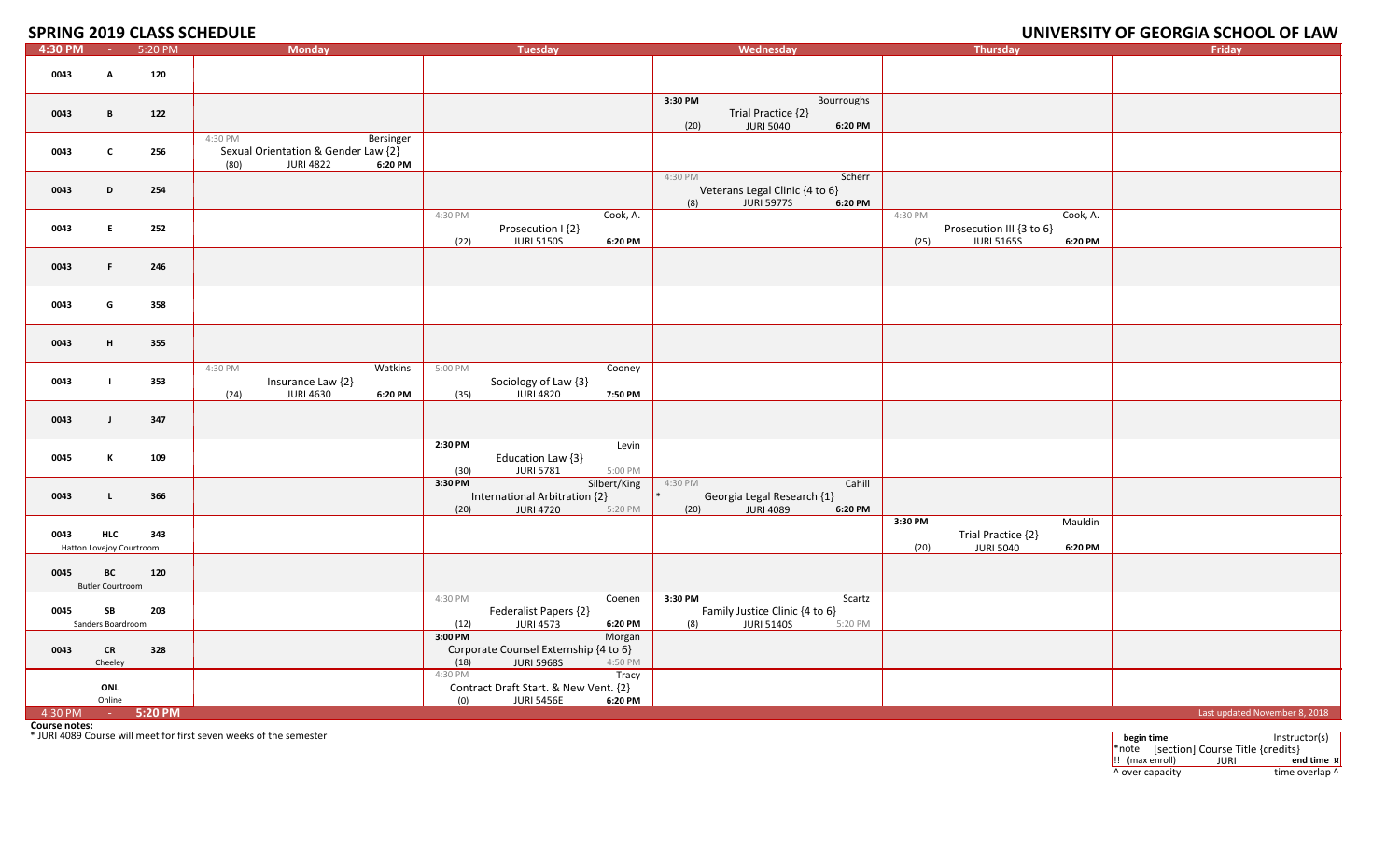# SPRING 2019 CLASS SCHEDULE

# UNIVERSITY OF GEORGIA SCHOOL OF LAW

| 4:30 PM - 5:20 PM | Monday | Tuesday | Wednesday | Thursday | Friday |
|---|---|---|---|---|---|
| 0043 A 120 | | | | | |
| 0043 B 122 | | | 3:30 PM Bourroughs<br>Trial Practice {2}<br>(20) JURI 5040 6:20 PM | | |
| 0043 C 256 | 4:30 PM Bersinger<br>Sexual Orientation & Gender Law {2}<br>(80) JURI 4822 6:20 PM | | | | |
| 0043 D 254 | | | 4:30 PM Scherr<br>Veterans Legal Clinic {4 to 6}<br>(8) JURI 5977S 6:20 PM | | |
| 0043 E 252 | | 4:30 PM Cook, A.<br>Prosecution I {2}<br>(22) JURI 5150S 6:20 PM | | 4:30 PM Cook, A.<br>Prosecution III {3 to 6}<br>(25) JURI 5165S 6:20 PM | |
| 0043 F 246 | | | | | |
| 0043 G 358 | | | | | |
| 0043 H 355 | | | | | |
| 0043 I 353 | 4:30 PM Watkins<br>Insurance Law {2}<br>(24) JURI 4630 6:20 PM | 5:00 PM Cooney<br>Sociology of Law {3}<br>(35) JURI 4820 7:50 PM | | | |
| 0043 J 347 | | | | | |
| 0045 K 109 | | 2:30 PM Levin<br>Education Law {3}<br>(30) JURI 5781 5:00 PM | | | |
| 0043 L 366 | | 3:30 PM Silbert/King<br>International Arbitration {2}<br>(20) JURI 4720 5:20 PM | 4:30 PM Cahill<br>* Georgia Legal Research {1}<br>(20) JURI 4089 6:20 PM | | |
| 0043 HLC 343<br>Hatton Lovejoy Courtroom | | | | 3:30 PM Mauldin<br>Trial Practice {2}<br>(20) JURI 5040 6:20 PM | |
| 0045 BC 120<br>Butler Courtroom | | | | | |
| 0045 SB 203<br>Sanders Boardroom | | 4:30 PM Coenen<br>Federalist Papers {2}<br>(12) JURI 4573 6:20 PM | 3:30 PM Scartz<br>Family Justice Clinic {4 to 6}<br>(8) JURI 5140S 5:20 PM | | |
| 0043 CR 328<br>Cheeley | | 3:00 PM Morgan<br>Corporate Counsel Externship {4 to 6}<br>(18) JURI 5968S 4:50 PM | | | |
| ONL<br>Online | | 4:30 PM Tracy<br>Contract Draft Start. & New Vent. {2}<br>(0) JURI 5456E 6:20 PM | | | |
| 4:30 PM - 5:20 PM | | | | | Last updated November 8, 2018 |

**Course notes:**

* JURI 4089 Course will meet for first seven weeks of the semester

| **begin time** | | Instructor(s) |
|---|---|---|
| *note | [section] Course Title {credits} | |
| !! (max enroll) | JURI | **end time ¤** |
| ^ over capacity | | time overlap ^ |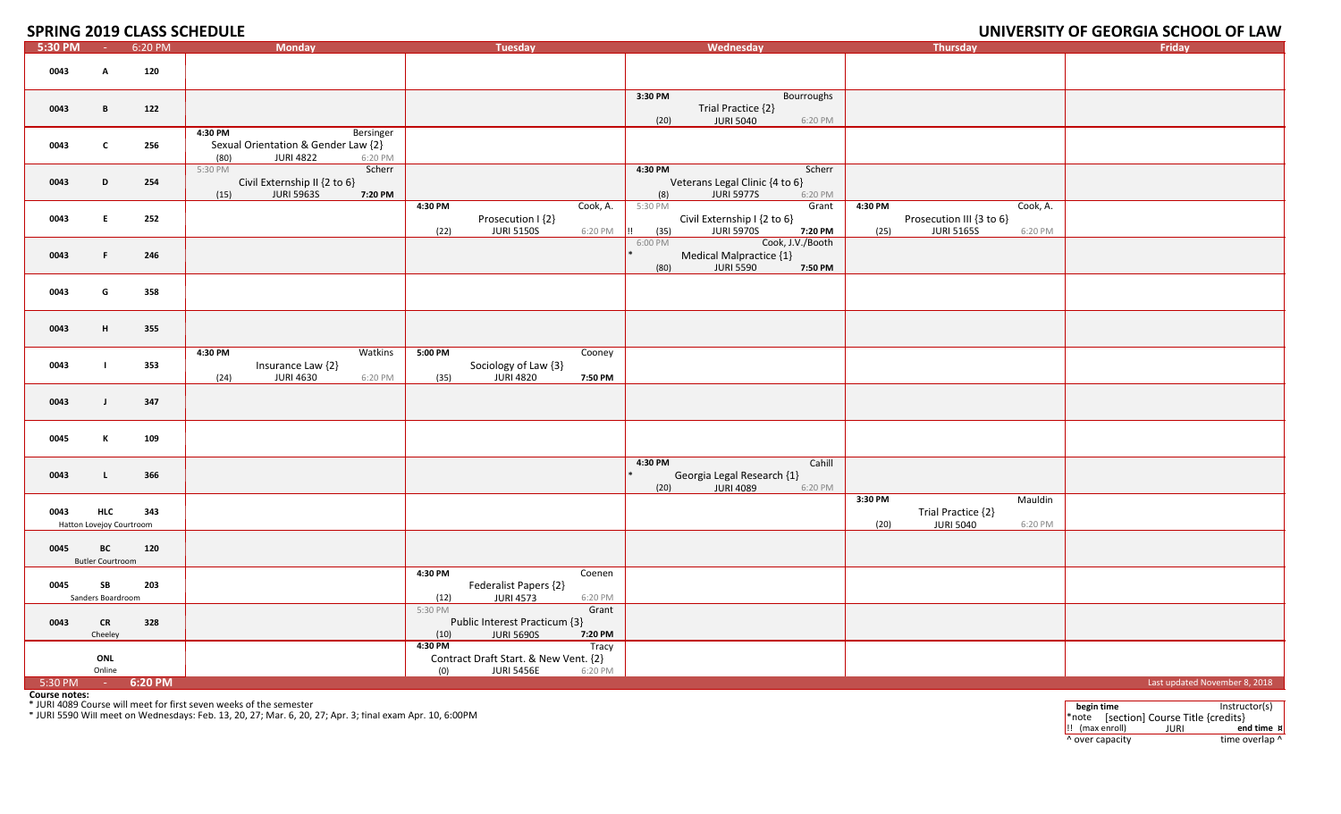# SPRING 2019 CLASS SCHEDULE

# UNIVERSITY OF GEORGIA SCHOOL OF LAW

| 5:30 PM - 6:20 PM | Monday | Tuesday | Wednesday | Thursday | Friday |
|---|---|---|---|---|---|
| 0043 A 120 | | | | | |
| 0043 B 122 | | | 3:30 PM Bourroughs<br>Trial Practice {2}<br>(20) JURI 5040 6:20 PM | | |
| 0043 C 256 | 4:30 PM Bersinger<br>Sexual Orientation & Gender Law {2}<br>(80) JURI 4822 6:20 PM | | | | |
| 0043 D 254 | 5:30 PM Scherr<br>Civil Externship II {2 to 6}<br>(15) JURI 5963S **7:20 PM** | | 4:30 PM Scherr<br>Veterans Legal Clinic {4 to 6}<br>(8) JURI 5977S 6:20 PM | | |
| 0043 E 252 | | 4:30 PM Cook, A.<br>Prosecution I {2}<br>(22) JURI 5150S 6:20 PM | 5:30 PM Grant<br>Civil Externship I {2 to 6}<br>!! (35) JURI 5970S **7:20 PM** | 4:30 PM Cook, A.<br>Prosecution III {3 to 6}<br>(25) JURI 5165S 6:20 PM | |
| 0043 F 246 | | | 6:00 PM Cook, J.V./Booth<br>* Medical Malpractice {1}<br>(80) JURI 5590 **7:50 PM** | | |
| 0043 G 358 | | | | | |
| 0043 H 355 | | | | | |
| 0043 I 353 | 4:30 PM Watkins<br>Insurance Law {2}<br>(24) JURI 4630 6:20 PM | 5:00 PM Cooney<br>Sociology of Law {3}<br>(35) JURI 4820 **7:50 PM** | | | |
| 0043 J 347 | | | | | |
| 0045 K 109 | | | | | |
| 0043 L 366 | | | 4:30 PM Cahill<br>* Georgia Legal Research {1}<br>(20) JURI 4089 6:20 PM | | |
| 0043 HLC 343<br>Hatton Lovejoy Courtroom | | | | 3:30 PM Mauldin<br>Trial Practice {2}<br>(20) JURI 5040 6:20 PM | |
| 0045 BC 120<br>Butler Courtroom | | | | | |
| 0045 SB 203<br>Sanders Boardroom | | 4:30 PM Coenen<br>Federalist Papers {2}<br>(12) JURI 4573 6:20 PM | | | |
| 0043 CR 328<br>Cheeley | | 5:30 PM Grant<br>Public Interest Practicum {3}<br>(10) JURI 5690S **7:20 PM** | | | |
| ONL<br>Online | | 4:30 PM Tracy<br>Contract Draft Start. & New Vent. {2}<br>(0) JURI 5456E 6:20 PM | | | |
| 5:30 PM - **6:20 PM** | | | | | Last updated November 8, 2018 |

**Course notes:**

* JURI 4089 Course will meet for first seven weeks of the semester

* JURI 5590 Will meet on Wednesdays: Feb. 13, 20, 27; Mar. 6, 20, 27; Apr. 3; final exam Apr. 10, 6:00PM

| **begin time** | Instructor(s) |
|---|---|
| *note [section] Course Title {credits} | |
| !! (max enroll) JURI | **end time** ¤ |
| ^ over capacity | time overlap ^ |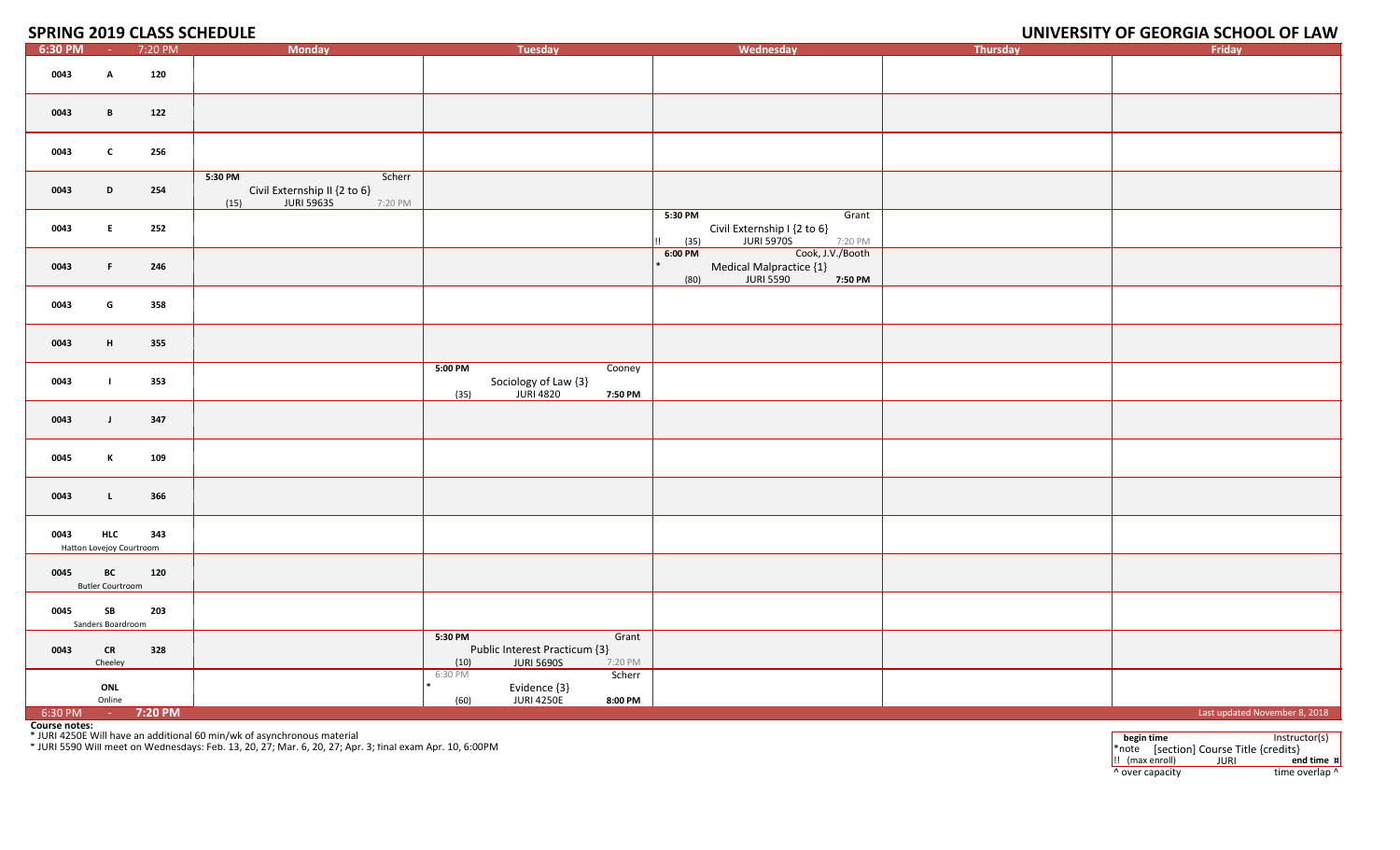# SPRING 2019 CLASS SCHEDULE

## UNIVERSITY OF GEORGIA SCHOOL OF LAW

| 6:30 PM - 7:20 PM | Monday | Tuesday | Wednesday | Thursday | Friday |
|---|---|---|---|---|---|
| 0043 A 120 | | | | | |
| 0043 B 122 | | | | | |
| 0043 C 256 | | | | | |
| 0043 D 254 | 5:30 PM Scherr<br>Civil Externship II {2 to 6}<br>(15) JURI 5963S 7:20 PM | | | | |
| 0043 E 252 | | | 5:30 PM Grant<br>Civil Externship I {2 to 6}<br>!! (35) JURI 5970S 7:20 PM | | |
| 0043 F 246 | | | 6:00 PM Cook, J.V./Booth<br>* Medical Malpractice {1}<br>(80) JURI 5590 7:50 PM | | |
| 0043 G 358 | | | | | |
| 0043 H 355 | | | | | |
| 0043 I 353 | | 5:00 PM Cooney<br>Sociology of Law {3}<br>(35) JURI 4820 7:50 PM | | | |
| 0043 J 347 | | | | | |
| 0045 K 109 | | | | | |
| 0043 L 366 | | | | | |
| 0043 HLC 343<br>Hatton Lovejoy Courtroom | | | | | |
| 0045 BC 120<br>Butler Courtroom | | | | | |
| 0045 SB 203<br>Sanders Boardroom | | | | | |
| 0043 CR 328<br>Cheeley | | 5:30 PM Grant<br>Public Interest Practicum {3}<br>(10) JURI 5690S 7:20 PM | | | |
| ONL<br>Online | | 6:30 PM Scherr<br>* Evidence {3}<br>(60) JURI 4250E 8:00 PM | | | |
| 6:30 PM - 7:20 PM | | | | | Last updated November 8, 2018 |

**Course notes:**

* JURI 4250E Will have an additional 60 min/wk of asynchronous material

* JURI 5590 Will meet on Wednesdays: Feb. 13, 20, 27; Mar. 6, 20, 27; Apr. 3; final exam Apr. 10, 6:00PM

| **begin time** | | Instructor(s) |
|---|---|---|
| *note | [section] Course Title {credits} | |
| !! (max enroll) | JURI | **end time ¤** |
| ^ over capacity | | time overlap ^ |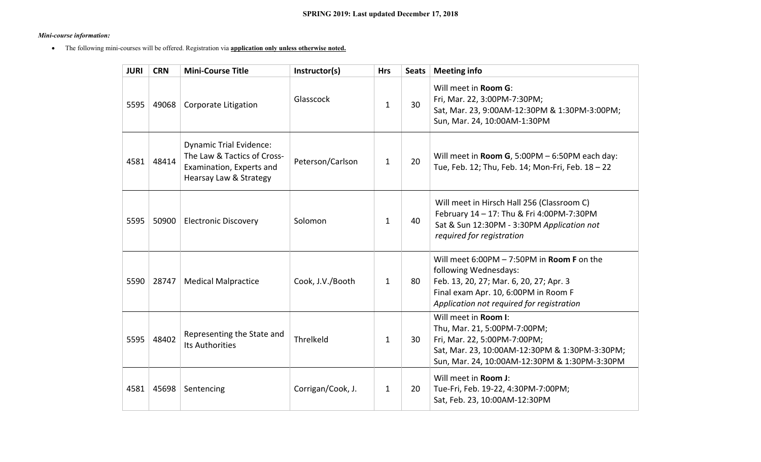**SPRING 2019: Last updated December 17, 2018**

***Mini-course information:***

- The following mini-courses will be offered. Registration via **application only unless otherwise noted.**

| JURI | CRN | Mini-Course Title | Instructor(s) | Hrs | Seats | Meeting info |
|---|---|---|---|---|---|---|
| 5595 | 49068 | Corporate Litigation | Glasscock | 1 | 30 | Will meet in **Room G**:<br>Fri, Mar. 22, 3:00PM-7:30PM;<br>Sat, Mar. 23, 9:00AM-12:30PM & 1:30PM-3:00PM;<br>Sun, Mar. 24, 10:00AM-1:30PM |
| 4581 | 48414 | Dynamic Trial Evidence: The Law & Tactics of Cross-Examination, Experts and Hearsay Law & Strategy | Peterson/Carlson | 1 | 20 | Will meet in **Room G**, 5:00PM – 6:50PM each day:<br>Tue, Feb. 12; Thu, Feb. 14; Mon-Fri, Feb. 18 – 22 |
| 5595 | 50900 | Electronic Discovery | Solomon | 1 | 40 | Will meet in Hirsch Hall 256 (Classroom C)<br>February 14 – 17: Thu & Fri 4:00PM-7:30PM<br>Sat & Sun 12:30PM - 3:30PM *Application not required for registration* |
| 5590 | 28747 | Medical Malpractice | Cook, J.V./Booth | 1 | 80 | Will meet 6:00PM – 7:50PM in **Room F** on the following Wednesdays:<br>Feb. 13, 20, 27; Mar. 6, 20, 27; Apr. 3<br>Final exam Apr. 10, 6:00PM in Room F<br>*Application not required for registration* |
| 5595 | 48402 | Representing the State and Its Authorities | Threlkeld | 1 | 30 | Will meet in **Room I**:<br>Thu, Mar. 21, 5:00PM-7:00PM;<br>Fri, Mar. 22, 5:00PM-7:00PM;<br>Sat, Mar. 23, 10:00AM-12:30PM & 1:30PM-3:30PM;<br>Sun, Mar. 24, 10:00AM-12:30PM & 1:30PM-3:30PM |
| 4581 | 45698 | Sentencing | Corrigan/Cook, J. | 1 | 20 | Will meet in **Room J**:<br>Tue-Fri, Feb. 19-22, 4:30PM-7:00PM;<br>Sat, Feb. 23, 10:00AM-12:30PM |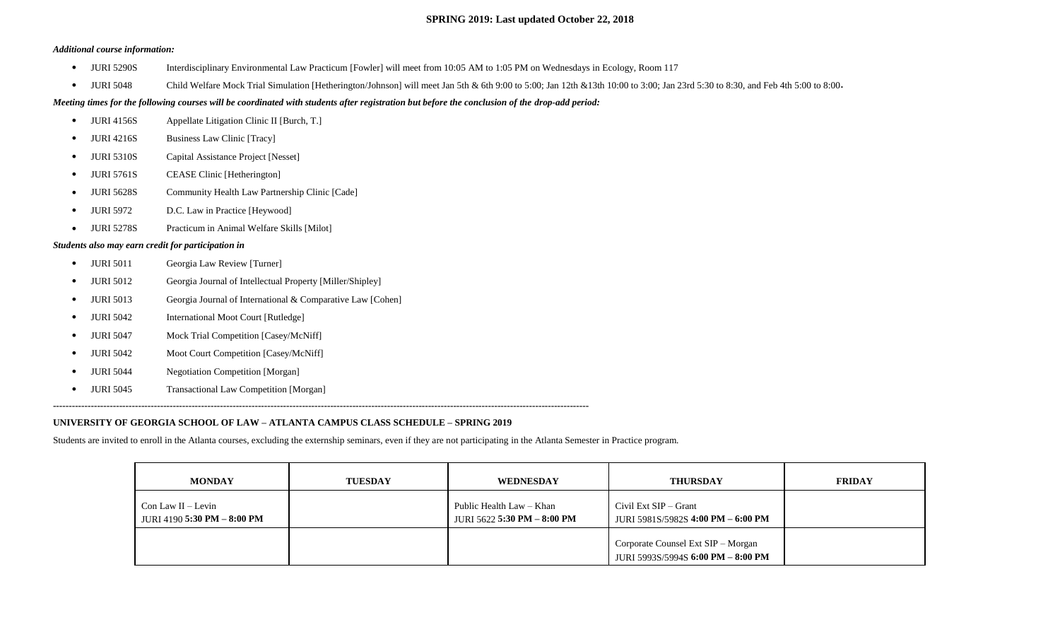**SPRING 2019: Last updated October 22, 2018**

***Additional course information:***

- JURI 5290S Interdisciplinary Environmental Law Practicum [Fowler] will meet from 10:05 AM to 1:05 PM on Wednesdays in Ecology, Room 117
- JURI 5048 Child Welfare Mock Trial Simulation [Hetherington/Johnson] will meet Jan 5th & 6th 9:00 to 5:00; Jan 12th &13th 10:00 to 3:00; Jan 23rd 5:30 to 8:30, and Feb 4th 5:00 to 8:00.

***Meeting times for the following courses will be coordinated with students after registration but before the conclusion of the drop-add period:***

- JURI 4156S Appellate Litigation Clinic II [Burch, T.]
- JURI 4216S Business Law Clinic [Tracy]
- JURI 5310S Capital Assistance Project [Nesset]
- JURI 5761S CEASE Clinic [Hetherington]
- JURI 5628S Community Health Law Partnership Clinic [Cade]
- JURI 5972 D.C. Law in Practice [Heywood]
- JURI 5278S Practicum in Animal Welfare Skills [Milot]

***Students also may earn credit for participation in***

- JURI 5011 Georgia Law Review [Turner]
- JURI 5012 Georgia Journal of Intellectual Property [Miller/Shipley]
- JURI 5013 Georgia Journal of International & Comparative Law [Cohen]
- JURI 5042 International Moot Court [Rutledge]
- JURI 5047 Mock Trial Competition [Casey/McNiff]
- JURI 5042 Moot Court Competition [Casey/McNiff]
- JURI 5044 Negotiation Competition [Morgan]
- JURI 5045 Transactional Law Competition [Morgan]

---

**UNIVERSITY OF GEORGIA SCHOOL OF LAW – ATLANTA CAMPUS CLASS SCHEDULE – SPRING 2019**

Students are invited to enroll in the Atlanta courses, excluding the externship seminars, even if they are not participating in the Atlanta Semester in Practice program.

| MONDAY | TUESDAY | WEDNESDAY | THURSDAY | FRIDAY |
|---|---|---|---|---|
| Con Law II – Levin<br>JURI 4190 **5:30 PM – 8:00 PM** | | Public Health Law – Khan<br>JURI 5622 **5:30 PM – 8:00 PM** | Civil Ext SIP – Grant<br>JURI 5981S/5982S **4:00 PM – 6:00 PM** | |
| | | | Corporate Counsel Ext SIP – Morgan<br>JURI 5993S/5994S **6:00 PM – 8:00 PM** | |